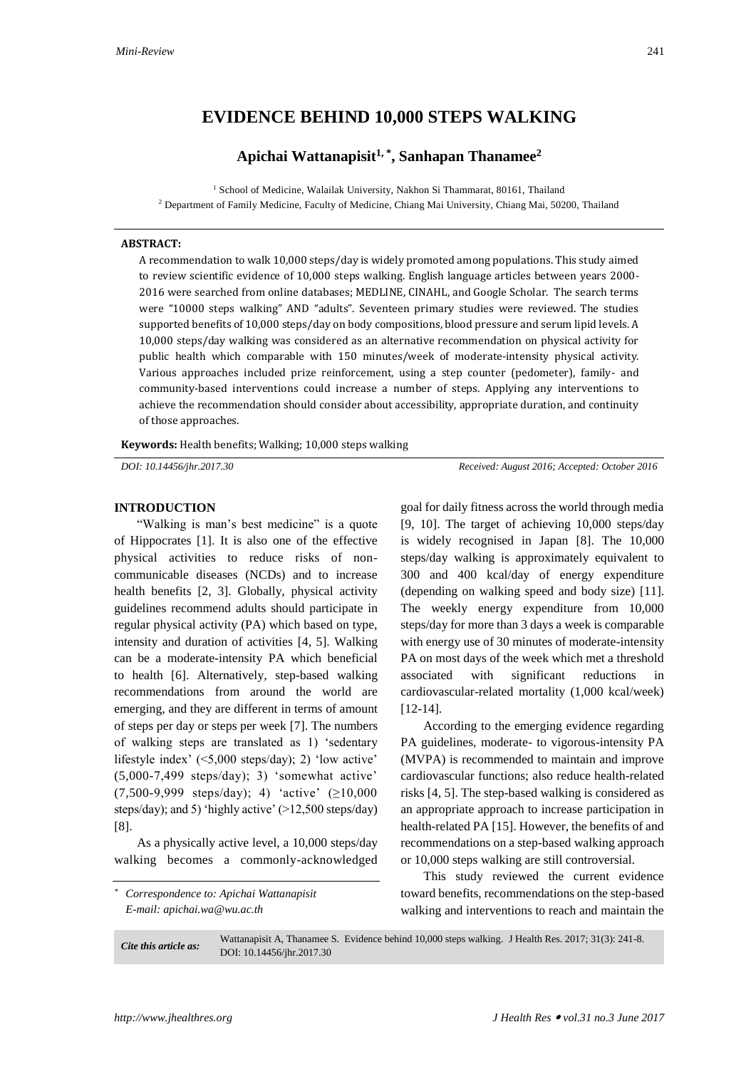*Mini-Review*

# EVIDENCE BEHIND 10,000 STEPS WALKING

**Apichai Wattanapisit[1, *], Sanhapan Thanamee[2]**

[1] School of Medicine, Walailak University, Nakhon Si Thammarat, 80161, Thailand

[2] Department of Family Medicine, Faculty of Medicine, Chiang Mai University, Chiang Mai, 50200, Thailand

**ABSTRACT:**

A recommendation to walk 10,000 steps/day is widely promoted among populations. This study aimed to review scientific evidence of 10,000 steps walking. English language articles between years 2000-2016 were searched from online databases; MEDLINE, CINAHL, and Google Scholar. The search terms were "10000 steps walking" AND "adults". Seventeen primary studies were reviewed. The studies supported benefits of 10,000 steps/day on body compositions, blood pressure and serum lipid levels. A 10,000 steps/day walking was considered as an alternative recommendation on physical activity for public health which comparable with 150 minutes/week of moderate-intensity physical activity. Various approaches included prize reinforcement, using a step counter (pedometer), family- and community-based interventions could increase a number of steps. Applying any interventions to achieve the recommendation should consider about accessibility, appropriate duration, and continuity of those approaches.

**Keywords:** Health benefits; Walking; 10,000 steps walking

*DOI: 10.14456/jhr.2017.30*

*Received: August 2016; Accepted: October 2016*

## INTRODUCTION

"Walking is man's best medicine" is a quote of Hippocrates [1]. It is also one of the effective physical activities to reduce risks of non-communicable diseases (NCDs) and to increase health benefits [2, 3]. Globally, physical activity guidelines recommend adults should participate in regular physical activity (PA) which based on type, intensity and duration of activities [4, 5]. Walking can be a moderate-intensity PA which beneficial to health [6]. Alternatively, step-based walking recommendations from around the world are emerging, and they are different in terms of amount of steps per day or steps per week [7]. The numbers of walking steps are translated as 1) 'sedentary lifestyle index' (<5,000 steps/day); 2) 'low active' (5,000-7,499 steps/day); 3) 'somewhat active' (7,500-9,999 steps/day); 4) 'active' (≥10,000 steps/day); and 5) 'highly active' (>12,500 steps/day) [8].

As a physically active level, a 10,000 steps/day walking becomes a commonly-acknowledged goal for daily fitness across the world through media [9, 10]. The target of achieving 10,000 steps/day is widely recognised in Japan [8]. The 10,000 steps/day walking is approximately equivalent to 300 and 400 kcal/day of energy expenditure (depending on walking speed and body size) [11]. The weekly energy expenditure from 10,000 steps/day for more than 3 days a week is comparable with energy use of 30 minutes of moderate-intensity PA on most days of the week which met a threshold associated with significant reductions in cardiovascular-related mortality (1,000 kcal/week) [12-14].

According to the emerging evidence regarding PA guidelines, moderate- to vigorous-intensity PA (MVPA) is recommended to maintain and improve cardiovascular functions; also reduce health-related risks [4, 5]. The step-based walking is considered as an appropriate approach to increase participation in health-related PA [15]. However, the benefits of and recommendations on a step-based walking approach or 10,000 steps walking are still controversial.

This study reviewed the current evidence toward benefits, recommendations on the step-based walking and interventions to reach and maintain the

[*] *Correspondence to: Apichai Wattanapisit*
*E-mail: apichai.wa@wu.ac.th*

*Cite this article as:* Wattanapisit A, Thanamee S. Evidence behind 10,000 steps walking. J Health Res. 2017; 31(3): 241-8. DOI: 10.14456/jhr.2017.30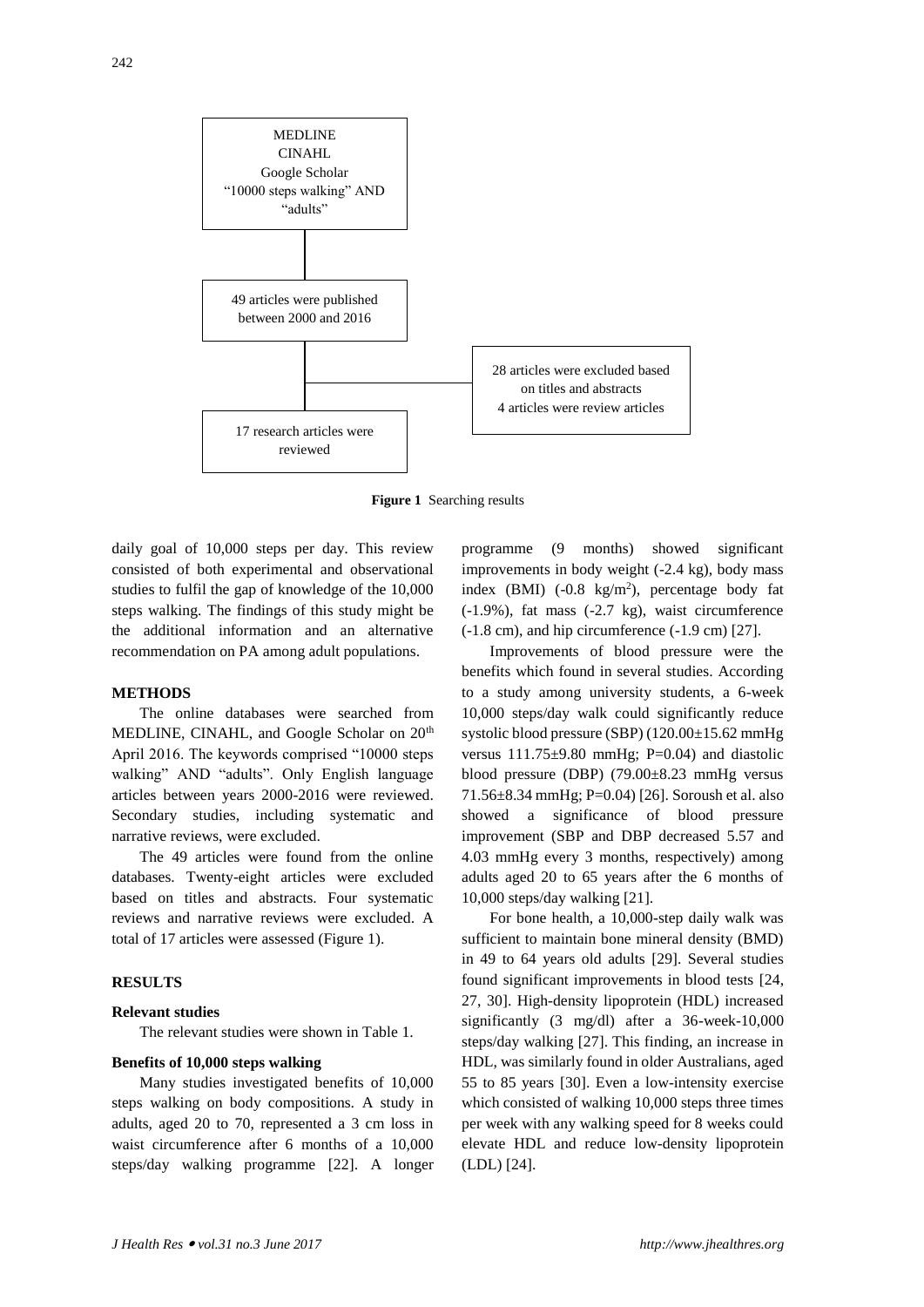MEDLINE
CINAHL
Google Scholar
"10000 steps walking" AND "adults"

49 articles were published between 2000 and 2016

28 articles were excluded based on titles and abstracts
4 articles were review articles

17 research articles were reviewed

**Figure 1** Searching results

daily goal of 10,000 steps per day. This review consisted of both experimental and observational studies to fulfil the gap of knowledge of the 10,000 steps walking. The findings of this study might be the additional information and an alternative recommendation on PA among adult populations.

## METHODS

The online databases were searched from MEDLINE, CINAHL, and Google Scholar on 20[th] April 2016. The keywords comprised "10000 steps walking" AND "adults". Only English language articles between years 2000-2016 were reviewed. Secondary studies, including systematic and narrative reviews, were excluded.

The 49 articles were found from the online databases. Twenty-eight articles were excluded based on titles and abstracts. Four systematic reviews and narrative reviews were excluded. A total of 17 articles were assessed (Figure 1).

## RESULTS

### Relevant studies

The relevant studies were shown in Table 1.

### Benefits of 10,000 steps walking

Many studies investigated benefits of 10,000 steps walking on body compositions. A study in adults, aged 20 to 70, represented a 3 cm loss in waist circumference after 6 months of a 10,000 steps/day walking programme [22]. A longer programme (9 months) showed significant improvements in body weight (-2.4 kg), body mass index (BMI) (-0.8 kg/m$^2$), percentage body fat (-1.9%), fat mass (-2.7 kg), waist circumference (-1.8 cm), and hip circumference (-1.9 cm) [27].

Improvements of blood pressure were the benefits which found in several studies. According to a study among university students, a 6-week 10,000 steps/day walk could significantly reduce systolic blood pressure (SBP) (120.00±15.62 mmHg versus 111.75±9.80 mmHg; P=0.04) and diastolic blood pressure (DBP) (79.00±8.23 mmHg versus 71.56±8.34 mmHg; P=0.04) [26]. Soroush et al. also showed a significance of blood pressure improvement (SBP and DBP decreased 5.57 and 4.03 mmHg every 3 months, respectively) among adults aged 20 to 65 years after the 6 months of 10,000 steps/day walking [21].

For bone health, a 10,000-step daily walk was sufficient to maintain bone mineral density (BMD) in 49 to 64 years old adults [29]. Several studies found significant improvements in blood tests [24, 27, 30]. High-density lipoprotein (HDL) increased significantly (3 mg/dl) after a 36-week-10,000 steps/day walking [27]. This finding, an increase in HDL, was similarly found in older Australians, aged 55 to 85 years [30]. Even a low-intensity exercise which consisted of walking 10,000 steps three times per week with any walking speed for 8 weeks could elevate HDL and reduce low-density lipoprotein (LDL) [24].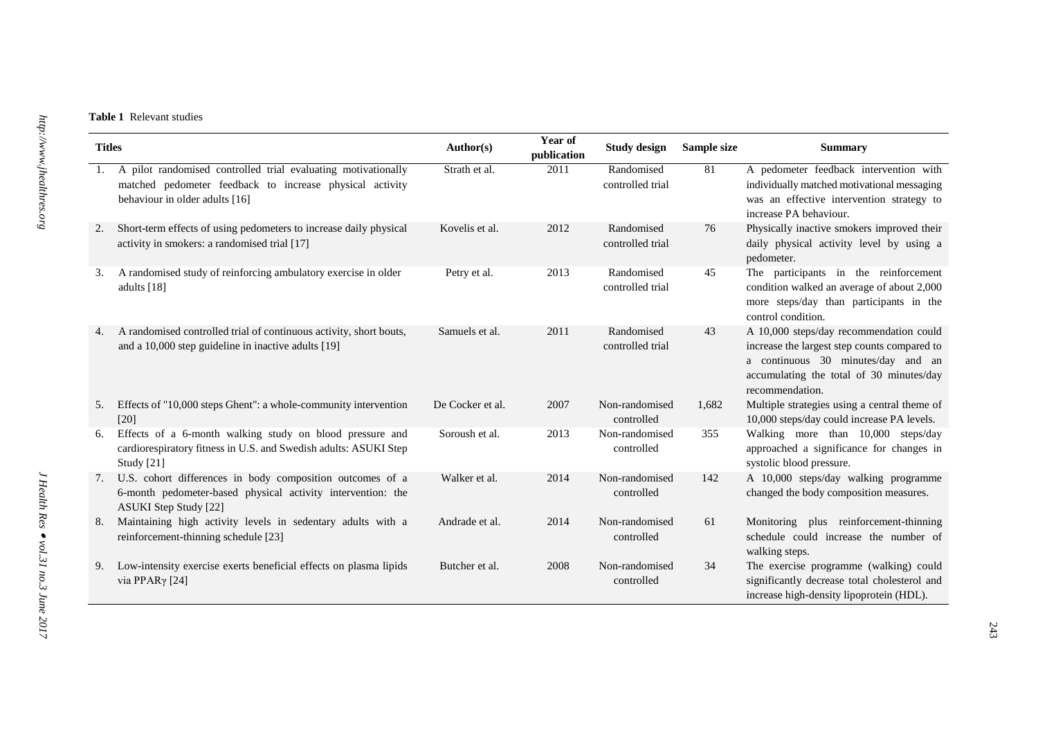**Table 1** Relevant studies

| Titles | Author(s) | Year of publication | Study design | Sample size | Summary |
|---|---|---|---|---|---|
| 1. A pilot randomised controlled trial evaluating motivationally matched pedometer feedback to increase physical activity behaviour in older adults [16] | Strath et al. | 2011 | Randomised controlled trial | 81 | A pedometer feedback intervention with individually matched motivational messaging was an effective intervention strategy to increase PA behaviour. |
| 2. Short-term effects of using pedometers to increase daily physical activity in smokers: a randomised trial [17] | Kovelis et al. | 2012 | Randomised controlled trial | 76 | Physically inactive smokers improved their daily physical activity level by using a pedometer. |
| 3. A randomised study of reinforcing ambulatory exercise in older adults [18] | Petry et al. | 2013 | Randomised controlled trial | 45 | The participants in the reinforcement condition walked an average of about 2,000 more steps/day than participants in the control condition. |
| 4. A randomised controlled trial of continuous activity, short bouts, and a 10,000 step guideline in inactive adults [19] | Samuels et al. | 2011 | Randomised controlled trial | 43 | A 10,000 steps/day recommendation could increase the largest step counts compared to a continuous 30 minutes/day and an accumulating the total of 30 minutes/day recommendation. |
| 5. Effects of "10,000 steps Ghent": a whole-community intervention [20] | De Cocker et al. | 2007 | Non-randomised controlled | 1,682 | Multiple strategies using a central theme of 10,000 steps/day could increase PA levels. |
| 6. Effects of a 6-month walking study on blood pressure and cardiorespiratory fitness in U.S. and Swedish adults: ASUKI Step Study [21] | Soroush et al. | 2013 | Non-randomised controlled | 355 | Walking more than 10,000 steps/day approached a significance for changes in systolic blood pressure. |
| 7. U.S. cohort differences in body composition outcomes of a 6-month pedometer-based physical activity intervention: the ASUKI Step Study [22] | Walker et al. | 2014 | Non-randomised controlled | 142 | A 10,000 steps/day walking programme changed the body composition measures. |
| 8. Maintaining high activity levels in sedentary adults with a reinforcement-thinning schedule [23] | Andrade et al. | 2014 | Non-randomised controlled | 61 | Monitoring plus reinforcement-thinning schedule could increase the number of walking steps. |
| 9. Low-intensity exercise exerts beneficial effects on plasma lipids via PPARγ [24] | Butcher et al. | 2008 | Non-randomised controlled | 34 | The exercise programme (walking) could significantly decrease total cholesterol and increase high-density lipoprotein (HDL). |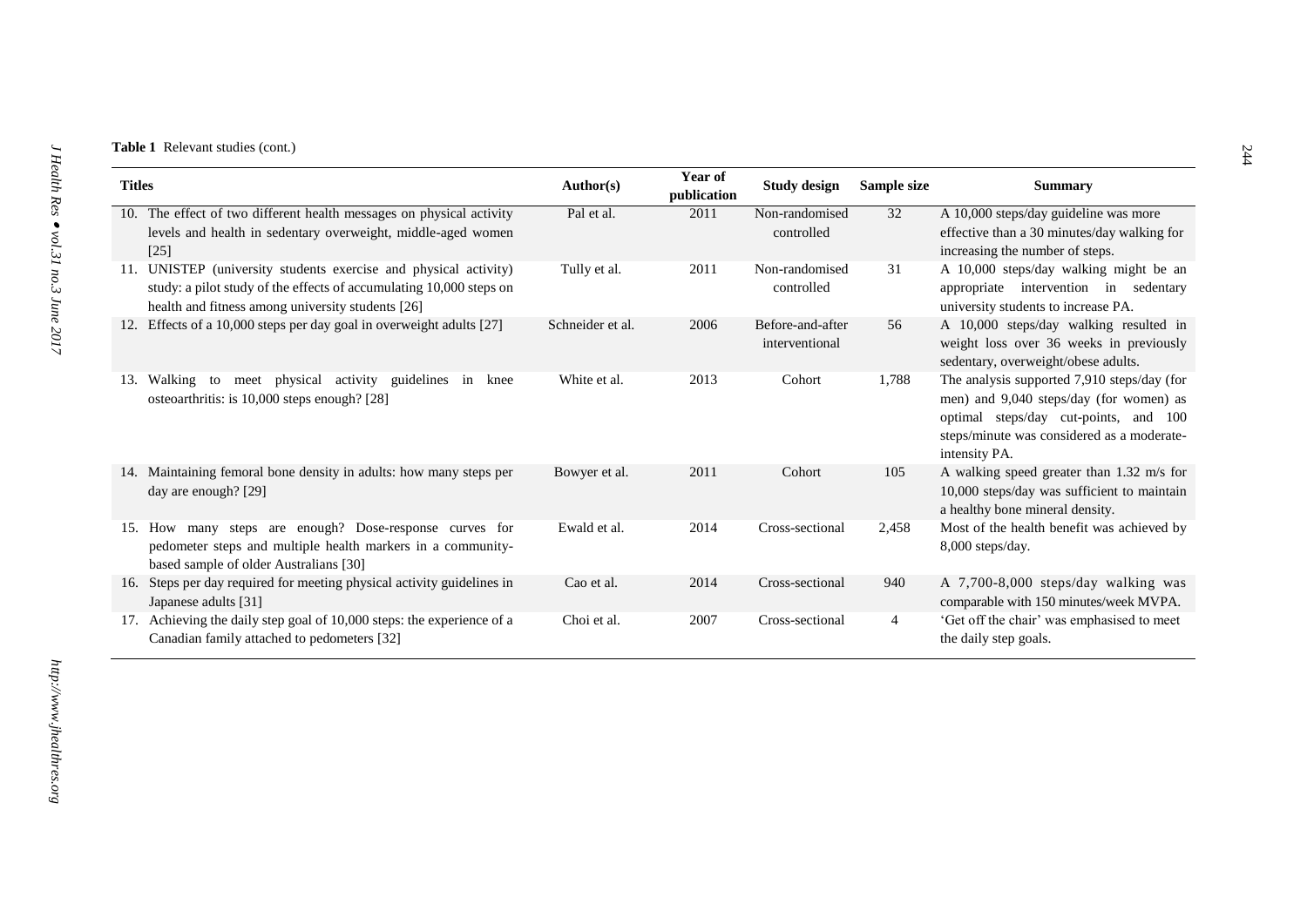**Table 1** Relevant studies (cont.)

| Titles | Author(s) | Year of publication | Study design | Sample size | Summary |
|---|---|---|---|---|---|
| 10. The effect of two different health messages on physical activity levels and health in sedentary overweight, middle-aged women [25] | Pal et al. | 2011 | Non-randomised controlled | 32 | A 10,000 steps/day guideline was more effective than a 30 minutes/day walking for increasing the number of steps. |
| 11. UNISTEP (university students exercise and physical activity) study: a pilot study of the effects of accumulating 10,000 steps on health and fitness among university students [26] | Tully et al. | 2011 | Non-randomised controlled | 31 | A 10,000 steps/day walking might be an appropriate intervention in sedentary university students to increase PA. |
| 12. Effects of a 10,000 steps per day goal in overweight adults [27] | Schneider et al. | 2006 | Before-and-after interventional | 56 | A 10,000 steps/day walking resulted in weight loss over 36 weeks in previously sedentary, overweight/obese adults. |
| 13. Walking to meet physical activity guidelines in knee osteoarthritis: is 10,000 steps enough? [28] | White et al. | 2013 | Cohort | 1,788 | The analysis supported 7,910 steps/day (for men) and 9,040 steps/day (for women) as optimal steps/day cut-points, and 100 steps/minute was considered as a moderate-intensity PA. |
| 14. Maintaining femoral bone density in adults: how many steps per day are enough? [29] | Bowyer et al. | 2011 | Cohort | 105 | A walking speed greater than 1.32 m/s for 10,000 steps/day was sufficient to maintain a healthy bone mineral density. |
| 15. How many steps are enough? Dose-response curves for pedometer steps and multiple health markers in a community-based sample of older Australians [30] | Ewald et al. | 2014 | Cross-sectional | 2,458 | Most of the health benefit was achieved by 8,000 steps/day. |
| 16. Steps per day required for meeting physical activity guidelines in Japanese adults [31] | Cao et al. | 2014 | Cross-sectional | 940 | A 7,700-8,000 steps/day walking was comparable with 150 minutes/week MVPA. |
| 17. Achieving the daily step goal of 10,000 steps: the experience of a Canadian family attached to pedometers [32] | Choi et al. | 2007 | Cross-sectional | 4 | 'Get off the chair' was emphasised to meet the daily step goals. |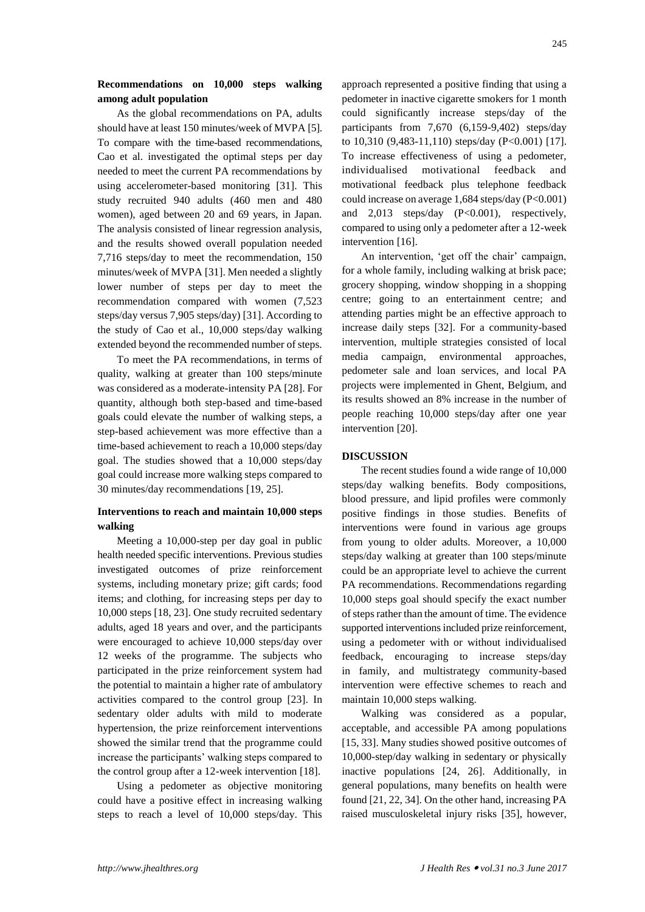**Recommendations on 10,000 steps walking among adult population**

As the global recommendations on PA, adults should have at least 150 minutes/week of MVPA [5]. To compare with the time-based recommendations, Cao et al. investigated the optimal steps per day needed to meet the current PA recommendations by using accelerometer-based monitoring [31]. This study recruited 940 adults (460 men and 480 women), aged between 20 and 69 years, in Japan. The analysis consisted of linear regression analysis, and the results showed overall population needed 7,716 steps/day to meet the recommendation, 150 minutes/week of MVPA [31]. Men needed a slightly lower number of steps per day to meet the recommendation compared with women (7,523 steps/day versus 7,905 steps/day) [31]. According to the study of Cao et al., 10,000 steps/day walking extended beyond the recommended number of steps.

To meet the PA recommendations, in terms of quality, walking at greater than 100 steps/minute was considered as a moderate-intensity PA [28]. For quantity, although both step-based and time-based goals could elevate the number of walking steps, a step-based achievement was more effective than a time-based achievement to reach a 10,000 steps/day goal. The studies showed that a 10,000 steps/day goal could increase more walking steps compared to 30 minutes/day recommendations [19, 25].

**Interventions to reach and maintain 10,000 steps walking**

Meeting a 10,000-step per day goal in public health needed specific interventions. Previous studies investigated outcomes of prize reinforcement systems, including monetary prize; gift cards; food items; and clothing, for increasing steps per day to 10,000 steps [18, 23]. One study recruited sedentary adults, aged 18 years and over, and the participants were encouraged to achieve 10,000 steps/day over 12 weeks of the programme. The subjects who participated in the prize reinforcement system had the potential to maintain a higher rate of ambulatory activities compared to the control group [23]. In sedentary older adults with mild to moderate hypertension, the prize reinforcement interventions showed the similar trend that the programme could increase the participants' walking steps compared to the control group after a 12-week intervention [18].

Using a pedometer as objective monitoring could have a positive effect in increasing walking steps to reach a level of 10,000 steps/day. This approach represented a positive finding that using a pedometer in inactive cigarette smokers for 1 month could significantly increase steps/day of the participants from 7,670 (6,159-9,402) steps/day to 10,310 (9,483-11,110) steps/day ($P<0.001$) [17]. To increase effectiveness of using a pedometer, individualised motivational feedback and motivational feedback plus telephone feedback could increase on average 1,684 steps/day ($P<0.001$) and 2,013 steps/day ($P<0.001$), respectively, compared to using only a pedometer after a 12-week intervention [16].

An intervention, 'get off the chair' campaign, for a whole family, including walking at brisk pace; grocery shopping, window shopping in a shopping centre; going to an entertainment centre; and attending parties might be an effective approach to increase daily steps [32]. For a community-based intervention, multiple strategies consisted of local media campaign, environmental approaches, pedometer sale and loan services, and local PA projects were implemented in Ghent, Belgium, and its results showed an 8% increase in the number of people reaching 10,000 steps/day after one year intervention [20].

## DISCUSSION

The recent studies found a wide range of 10,000 steps/day walking benefits. Body compositions, blood pressure, and lipid profiles were commonly positive findings in those studies. Benefits of interventions were found in various age groups from young to older adults. Moreover, a 10,000 steps/day walking at greater than 100 steps/minute could be an appropriate level to achieve the current PA recommendations. Recommendations regarding 10,000 steps goal should specify the exact number of steps rather than the amount of time. The evidence supported interventions included prize reinforcement, using a pedometer with or without individualised feedback, encouraging to increase steps/day in family, and multistrategy community-based intervention were effective schemes to reach and maintain 10,000 steps walking.

Walking was considered as a popular, acceptable, and accessible PA among populations [15, 33]. Many studies showed positive outcomes of 10,000-step/day walking in sedentary or physically inactive populations [24, 26]. Additionally, in general populations, many benefits on health were found [21, 22, 34]. On the other hand, increasing PA raised musculoskeletal injury risks [35], however,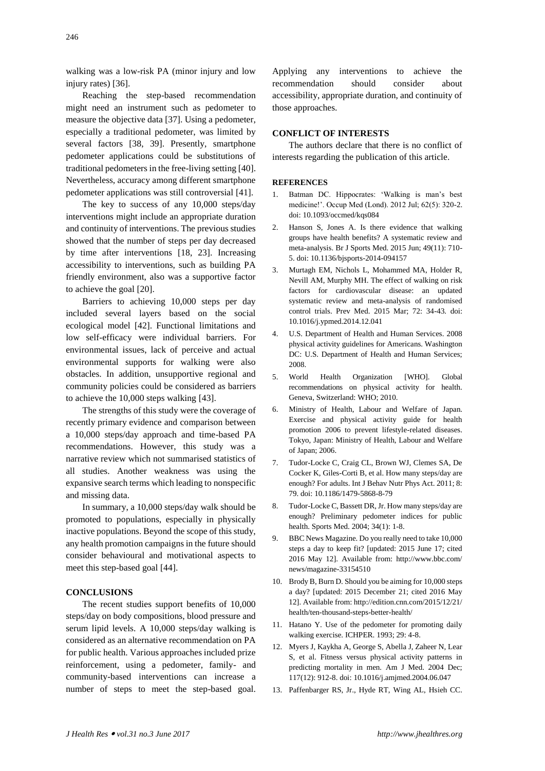walking was a low-risk PA (minor injury and low injury rates) [36].

Reaching the step-based recommendation might need an instrument such as pedometer to measure the objective data [37]. Using a pedometer, especially a traditional pedometer, was limited by several factors [38, 39]. Presently, smartphone pedometer applications could be substitutions of traditional pedometers in the free-living setting [40]. Nevertheless, accuracy among different smartphone pedometer applications was still controversial [41].

The key to success of any 10,000 steps/day interventions might include an appropriate duration and continuity of interventions. The previous studies showed that the number of steps per day decreased by time after interventions [18, 23]. Increasing accessibility to interventions, such as building PA friendly environment, also was a supportive factor to achieve the goal [20].

Barriers to achieving 10,000 steps per day included several layers based on the social ecological model [42]. Functional limitations and low self-efficacy were individual barriers. For environmental issues, lack of perceive and actual environmental supports for walking were also obstacles. In addition, unsupportive regional and community policies could be considered as barriers to achieve the 10,000 steps walking [43].

The strengths of this study were the coverage of recently primary evidence and comparison between a 10,000 steps/day approach and time-based PA recommendations. However, this study was a narrative review which not summarised statistics of all studies. Another weakness was using the expansive search terms which leading to nonspecific and missing data.

In summary, a 10,000 steps/day walk should be promoted to populations, especially in physically inactive populations. Beyond the scope of this study, any health promotion campaigns in the future should consider behavioural and motivational aspects to meet this step-based goal [44].

## CONCLUSIONS

The recent studies support benefits of 10,000 steps/day on body compositions, blood pressure and serum lipid levels. A 10,000 steps/day walking is considered as an alternative recommendation on PA for public health. Various approaches included prize reinforcement, using a pedometer, family- and community-based interventions can increase a number of steps to meet the step-based goal. Applying any interventions to achieve the recommendation should consider about accessibility, appropriate duration, and continuity of those approaches.

## CONFLICT OF INTERESTS

The authors declare that there is no conflict of interests regarding the publication of this article.

## REFERENCES

1. Batman DC. Hippocrates: 'Walking is man's best medicine!'. Occup Med (Lond). 2012 Jul; 62(5): 320-2. doi: 10.1093/occmed/kqs084
2. Hanson S, Jones A. Is there evidence that walking groups have health benefits? A systematic review and meta-analysis. Br J Sports Med. 2015 Jun; 49(11): 710-5. doi: 10.1136/bjsports-2014-094157
3. Murtagh EM, Nichols L, Mohammed MA, Holder R, Nevill AM, Murphy MH. The effect of walking on risk factors for cardiovascular disease: an updated systematic review and meta-analysis of randomised control trials. Prev Med. 2015 Mar; 72: 34-43. doi: 10.1016/j.ypmed.2014.12.041
4. U.S. Department of Health and Human Services. 2008 physical activity guidelines for Americans. Washington DC: U.S. Department of Health and Human Services; 2008.
5. World Health Organization [WHO]. Global recommendations on physical activity for health. Geneva, Switzerland: WHO; 2010.
6. Ministry of Health, Labour and Welfare of Japan. Exercise and physical activity guide for health promotion 2006 to prevent lifestyle-related diseases. Tokyo, Japan: Ministry of Health, Labour and Welfare of Japan; 2006.
7. Tudor-Locke C, Craig CL, Brown WJ, Clemes SA, De Cocker K, Giles-Corti B, et al. How many steps/day are enough? For adults. Int J Behav Nutr Phys Act. 2011; 8: 79. doi: 10.1186/1479-5868-8-79
8. Tudor-Locke C, Bassett DR, Jr. How many steps/day are enough? Preliminary pedometer indices for public health. Sports Med. 2004; 34(1): 1-8.
9. BBC News Magazine. Do you really need to take 10,000 steps a day to keep fit? [updated: 2015 June 17; cited 2016 May 12]. Available from: http://www.bbc.com/news/magazine-33154510
10. Brody B, Burn D. Should you be aiming for 10,000 steps a day? [updated: 2015 December 21; cited 2016 May 12]. Available from: http://edition.cnn.com/2015/12/21/health/ten-thousand-steps-better-health/
11. Hatano Y. Use of the pedometer for promoting daily walking exercise. ICHPER. 1993; 29: 4-8.
12. Myers J, Kaykha A, George S, Abella J, Zaheer N, Lear S, et al. Fitness versus physical activity patterns in predicting mortality in men. Am J Med. 2004 Dec; 117(12): 912-8. doi: 10.1016/j.amjmed.2004.06.047
13. Paffenbarger RS, Jr., Hyde RT, Wing AL, Hsieh CC.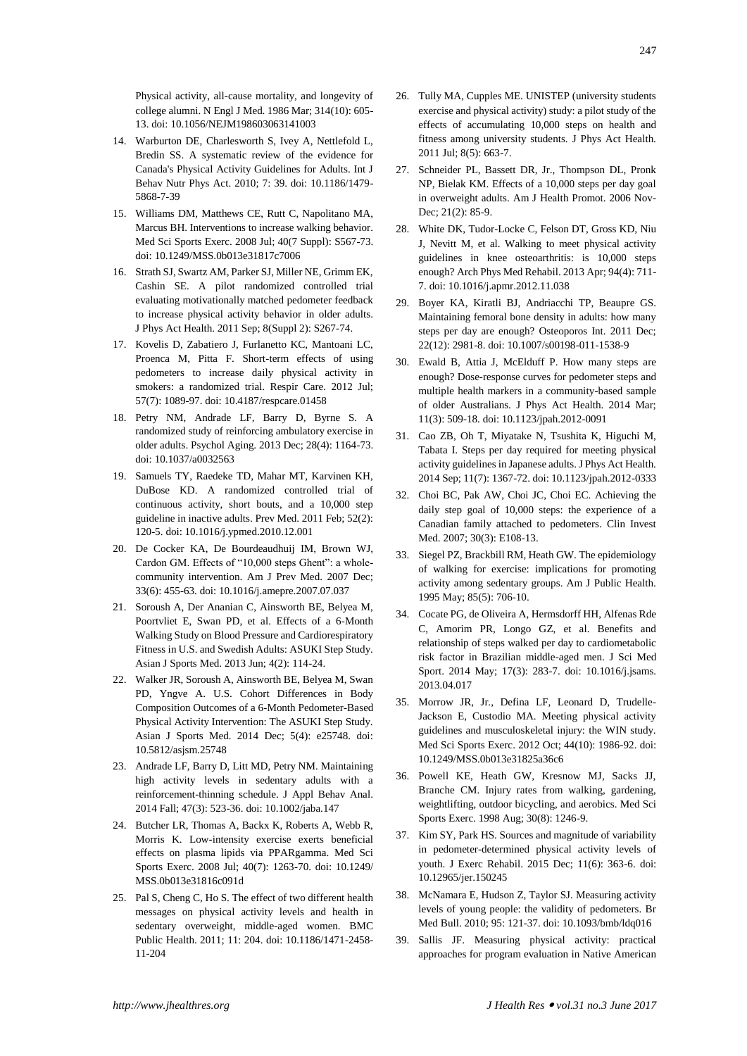Physical activity, all-cause mortality, and longevity of college alumni. N Engl J Med. 1986 Mar; 314(10): 605-13. doi: 10.1056/NEJM198603063141003

14. Warburton DE, Charlesworth S, Ivey A, Nettlefold L, Bredin SS. A systematic review of the evidence for Canada's Physical Activity Guidelines for Adults. Int J Behav Nutr Phys Act. 2010; 7: 39. doi: 10.1186/1479-5868-7-39
15. Williams DM, Matthews CE, Rutt C, Napolitano MA, Marcus BH. Interventions to increase walking behavior. Med Sci Sports Exerc. 2008 Jul; 40(7 Suppl): S567-73. doi: 10.1249/MSS.0b013e31817c7006
16. Strath SJ, Swartz AM, Parker SJ, Miller NE, Grimm EK, Cashin SE. A pilot randomized controlled trial evaluating motivationally matched pedometer feedback to increase physical activity behavior in older adults. J Phys Act Health. 2011 Sep; 8(Suppl 2): S267-74.
17. Kovelis D, Zabatiero J, Furlanetto KC, Mantoani LC, Proenca M, Pitta F. Short-term effects of using pedometers to increase daily physical activity in smokers: a randomized trial. Respir Care. 2012 Jul; 57(7): 1089-97. doi: 10.4187/respcare.01458
18. Petry NM, Andrade LF, Barry D, Byrne S. A randomized study of reinforcing ambulatory exercise in older adults. Psychol Aging. 2013 Dec; 28(4): 1164-73. doi: 10.1037/a0032563
19. Samuels TY, Raedeke TD, Mahar MT, Karvinen KH, DuBose KD. A randomized controlled trial of continuous activity, short bouts, and a 10,000 step guideline in inactive adults. Prev Med. 2011 Feb; 52(2): 120-5. doi: 10.1016/j.ypmed.2010.12.001
20. De Cocker KA, De Bourdeaudhuij IM, Brown WJ, Cardon GM. Effects of "10,000 steps Ghent": a whole-community intervention. Am J Prev Med. 2007 Dec; 33(6): 455-63. doi: 10.1016/j.amepre.2007.07.037
21. Soroush A, Der Ananian C, Ainsworth BE, Belyea M, Poortvliet E, Swan PD, et al. Effects of a 6-Month Walking Study on Blood Pressure and Cardiorespiratory Fitness in U.S. and Swedish Adults: ASUKI Step Study. Asian J Sports Med. 2013 Jun; 4(2): 114-24.
22. Walker JR, Soroush A, Ainsworth BE, Belyea M, Swan PD, Yngve A. U.S. Cohort Differences in Body Composition Outcomes of a 6-Month Pedometer-Based Physical Activity Intervention: The ASUKI Step Study. Asian J Sports Med. 2014 Dec; 5(4): e25748. doi: 10.5812/asjsm.25748
23. Andrade LF, Barry D, Litt MD, Petry NM. Maintaining high activity levels in sedentary adults with a reinforcement-thinning schedule. J Appl Behav Anal. 2014 Fall; 47(3): 523-36. doi: 10.1002/jaba.147
24. Butcher LR, Thomas A, Backx K, Roberts A, Webb R, Morris K. Low-intensity exercise exerts beneficial effects on plasma lipids via PPARgamma. Med Sci Sports Exerc. 2008 Jul; 40(7): 1263-70. doi: 10.1249/MSS.0b013e31816c091d
25. Pal S, Cheng C, Ho S. The effect of two different health messages on physical activity levels and health in sedentary overweight, middle-aged women. BMC Public Health. 2011; 11: 204. doi: 10.1186/1471-2458-11-204
26. Tully MA, Cupples ME. UNISTEP (university students exercise and physical activity) study: a pilot study of the effects of accumulating 10,000 steps on health and fitness among university students. J Phys Act Health. 2011 Jul; 8(5): 663-7.
27. Schneider PL, Bassett DR, Jr., Thompson DL, Pronk NP, Bielak KM. Effects of a 10,000 steps per day goal in overweight adults. Am J Health Promot. 2006 Nov-Dec; 21(2): 85-9.
28. White DK, Tudor-Locke C, Felson DT, Gross KD, Niu J, Nevitt M, et al. Walking to meet physical activity guidelines in knee osteoarthritis: is 10,000 steps enough? Arch Phys Med Rehabil. 2013 Apr; 94(4): 711-7. doi: 10.1016/j.apmr.2012.11.038
29. Boyer KA, Kiratli BJ, Andriacchi TP, Beaupre GS. Maintaining femoral bone density in adults: how many steps per day are enough? Osteoporos Int. 2011 Dec; 22(12): 2981-8. doi: 10.1007/s00198-011-1538-9
30. Ewald B, Attia J, McElduff P. How many steps are enough? Dose-response curves for pedometer steps and multiple health markers in a community-based sample of older Australians. J Phys Act Health. 2014 Mar; 11(3): 509-18. doi: 10.1123/jpah.2012-0091
31. Cao ZB, Oh T, Miyatake N, Tsushita K, Higuchi M, Tabata I. Steps per day required for meeting physical activity guidelines in Japanese adults. J Phys Act Health. 2014 Sep; 11(7): 1367-72. doi: 10.1123/jpah.2012-0333
32. Choi BC, Pak AW, Choi JC, Choi EC. Achieving the daily step goal of 10,000 steps: the experience of a Canadian family attached to pedometers. Clin Invest Med. 2007; 30(3): E108-13.
33. Siegel PZ, Brackbill RM, Heath GW. The epidemiology of walking for exercise: implications for promoting activity among sedentary groups. Am J Public Health. 1995 May; 85(5): 706-10.
34. Cocate PG, de Oliveira A, Hermsdorff HH, Alfenas Rde C, Amorim PR, Longo GZ, et al. Benefits and relationship of steps walked per day to cardiometabolic risk factor in Brazilian middle-aged men. J Sci Med Sport. 2014 May; 17(3): 283-7. doi: 10.1016/j.jsams.2013.04.017
35. Morrow JR, Jr., Defina LF, Leonard D, Trudelle-Jackson E, Custodio MA. Meeting physical activity guidelines and musculoskeletal injury: the WIN study. Med Sci Sports Exerc. 2012 Oct; 44(10): 1986-92. doi: 10.1249/MSS.0b013e31825a36c6
36. Powell KE, Heath GW, Kresnow MJ, Sacks JJ, Branche CM. Injury rates from walking, gardening, weightlifting, outdoor bicycling, and aerobics. Med Sci Sports Exerc. 1998 Aug; 30(8): 1246-9.
37. Kim SY, Park HS. Sources and magnitude of variability in pedometer-determined physical activity levels of youth. J Exerc Rehabil. 2015 Dec; 11(6): 363-6. doi: 10.12965/jer.150245
38. McNamara E, Hudson Z, Taylor SJ. Measuring activity levels of young people: the validity of pedometers. Br Med Bull. 2010; 95: 121-37. doi: 10.1093/bmb/ldq016
39. Sallis JF. Measuring physical activity: practical approaches for program evaluation in Native American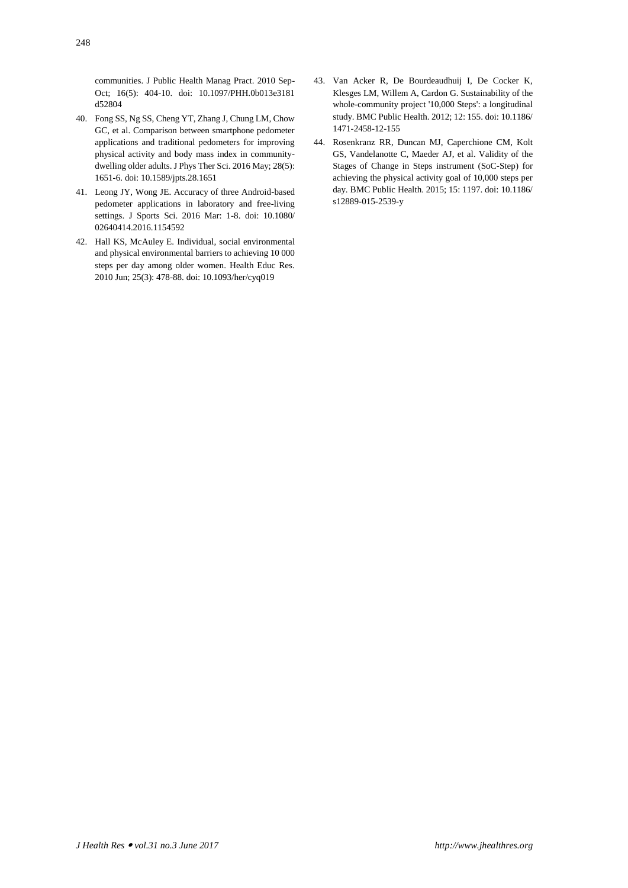communities. J Public Health Manag Pract. 2010 Sep-Oct; 16(5): 404-10. doi: 10.1097/PHH.0b013e3181d52804

40. Fong SS, Ng SS, Cheng YT, Zhang J, Chung LM, Chow GC, et al. Comparison between smartphone pedometer applications and traditional pedometers for improving physical activity and body mass index in community-dwelling older adults. J Phys Ther Sci. 2016 May; 28(5): 1651-6. doi: 10.1589/jpts.28.1651
41. Leong JY, Wong JE. Accuracy of three Android-based pedometer applications in laboratory and free-living settings. J Sports Sci. 2016 Mar: 1-8. doi: 10.1080/02640414.2016.1154592
42. Hall KS, McAuley E. Individual, social environmental and physical environmental barriers to achieving 10 000 steps per day among older women. Health Educ Res. 2010 Jun; 25(3): 478-88. doi: 10.1093/her/cyq019
43. Van Acker R, De Bourdeaudhuij I, De Cocker K, Klesges LM, Willem A, Cardon G. Sustainability of the whole-community project '10,000 Steps': a longitudinal study. BMC Public Health. 2012; 12: 155. doi: 10.1186/1471-2458-12-155
44. Rosenkranz RR, Duncan MJ, Caperchione CM, Kolt GS, Vandelanotte C, Maeder AJ, et al. Validity of the Stages of Change in Steps instrument (SoC-Step) for achieving the physical activity goal of 10,000 steps per day. BMC Public Health. 2015; 15: 1197. doi: 10.1186/s12889-015-2539-y